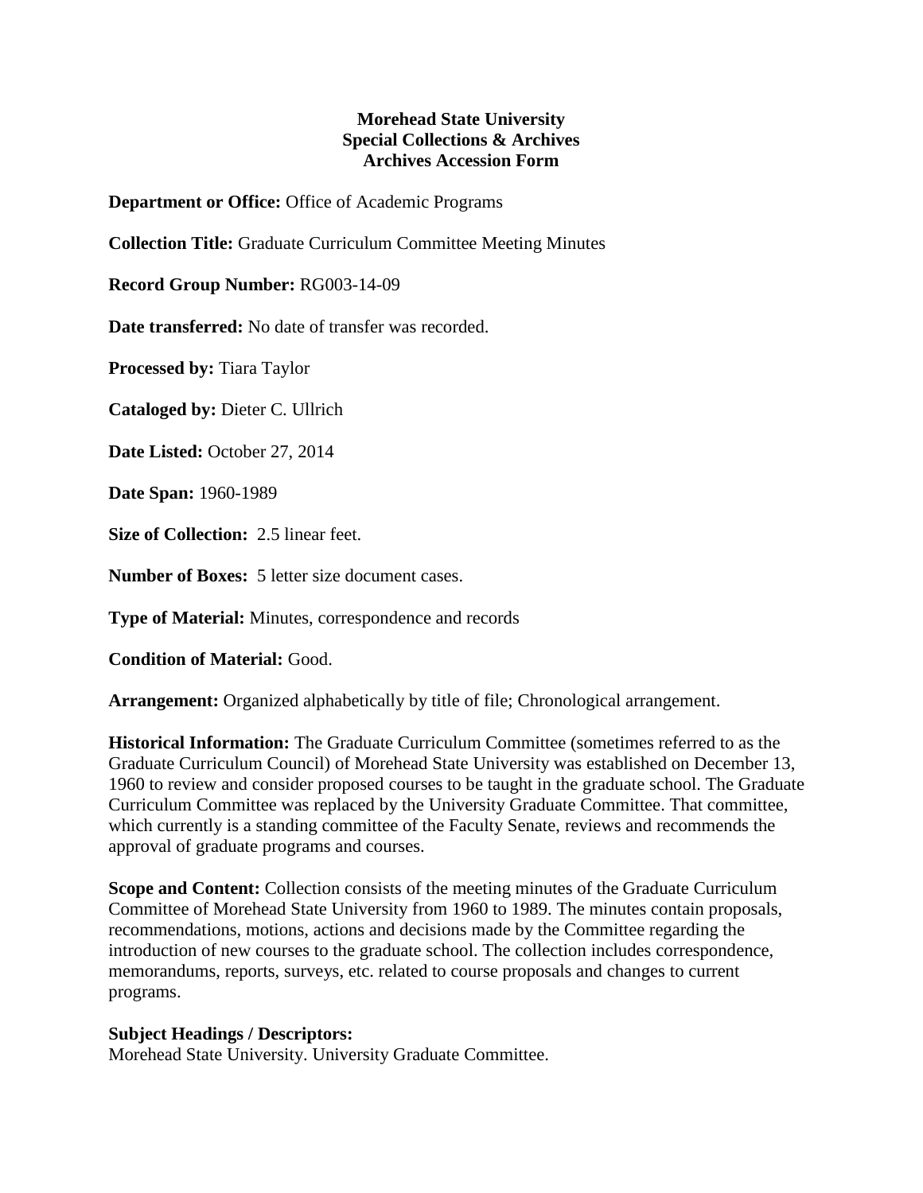**Morehead State University**
**Special Collections & Archives**
**Archives Accession Form**

**Department or Office:** Office of Academic Programs

**Collection Title:** Graduate Curriculum Committee Meeting Minutes

**Record Group Number:** RG003-14-09

**Date transferred:** No date of transfer was recorded.

**Processed by:** Tiara Taylor

**Cataloged by:** Dieter C. Ullrich

**Date Listed:** October 27, 2014

**Date Span:** 1960-1989

**Size of Collection:** 2.5 linear feet.

**Number of Boxes:** 5 letter size document cases.

**Type of Material:** Minutes, correspondence and records

**Condition of Material:** Good.

**Arrangement:** Organized alphabetically by title of file; Chronological arrangement.

**Historical Information:** The Graduate Curriculum Committee (sometimes referred to as the Graduate Curriculum Council) of Morehead State University was established on December 13, 1960 to review and consider proposed courses to be taught in the graduate school. The Graduate Curriculum Committee was replaced by the University Graduate Committee. That committee, which currently is a standing committee of the Faculty Senate, reviews and recommends the approval of graduate programs and courses.

**Scope and Content:** Collection consists of the meeting minutes of the Graduate Curriculum Committee of Morehead State University from 1960 to 1989. The minutes contain proposals, recommendations, motions, actions and decisions made by the Committee regarding the introduction of new courses to the graduate school. The collection includes correspondence, memorandums, reports, surveys, etc. related to course proposals and changes to current programs.

**Subject Headings / Descriptors:**
Morehead State University. University Graduate Committee.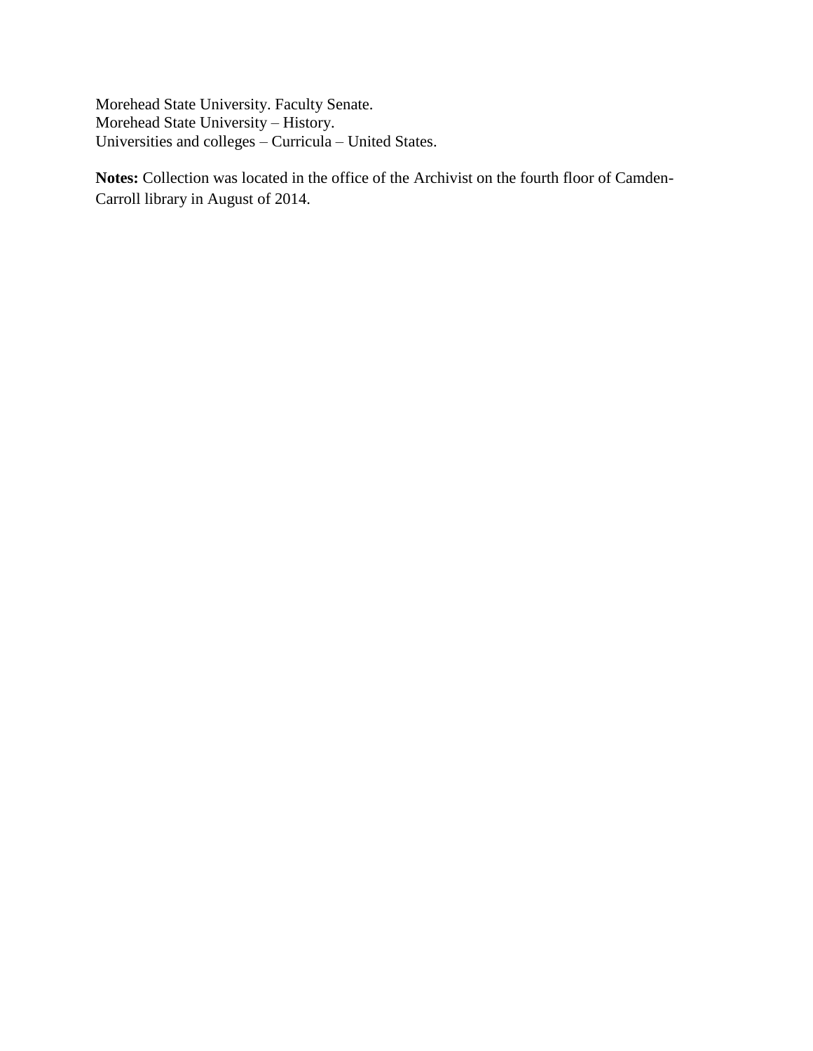Morehead State University. Faculty Senate.
Morehead State University – History.
Universities and colleges – Curricula – United States.

**Notes:** Collection was located in the office of the Archivist on the fourth floor of Camden-Carroll library in August of 2014.